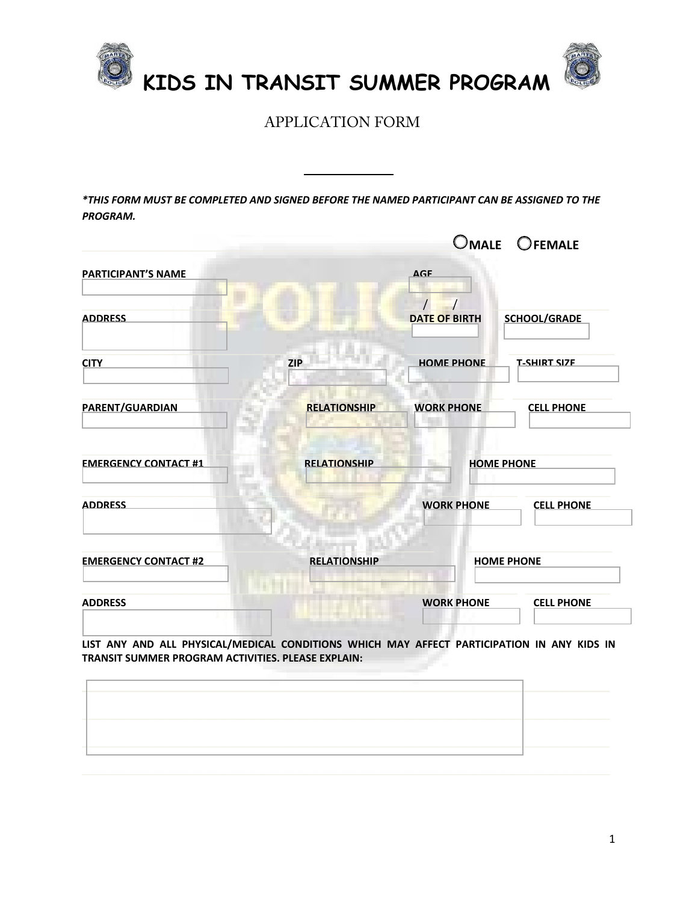# KIDS IN TRANSIT SUMMER PROGRAM

## APPLICATION FORM

___________

***THIS FORM MUST BE COMPLETED AND SIGNED BEFORE THE NAMED PARTICIPANT CAN BE ASSIGNED TO THE PROGRAM.***

○ **MALE** ○ **FEMALE**

**PARTICIPANT'S NAME** | **AGE**

**ADDRESS** | **DATE OF BIRTH** / / | **SCHOOL/GRADE**

**CITY** | **ZIP** | **HOME PHONE** | **T-SHIRT SIZE**

**PARENT/GUARDIAN** | **RELATIONSHIP** | **WORK PHONE** | **CELL PHONE**

**EMERGENCY CONTACT #1** | **RELATIONSHIP** | **HOME PHONE**

**ADDRESS** | **WORK PHONE** | **CELL PHONE**

**EMERGENCY CONTACT #2** | **RELATIONSHIP** | **HOME PHONE**

**ADDRESS** | **WORK PHONE** | **CELL PHONE**

**LIST ANY AND ALL PHYSICAL/MEDICAL CONDITIONS WHICH MAY AFFECT PARTICIPATION IN ANY KIDS IN TRANSIT SUMMER PROGRAM ACTIVITIES. PLEASE EXPLAIN:**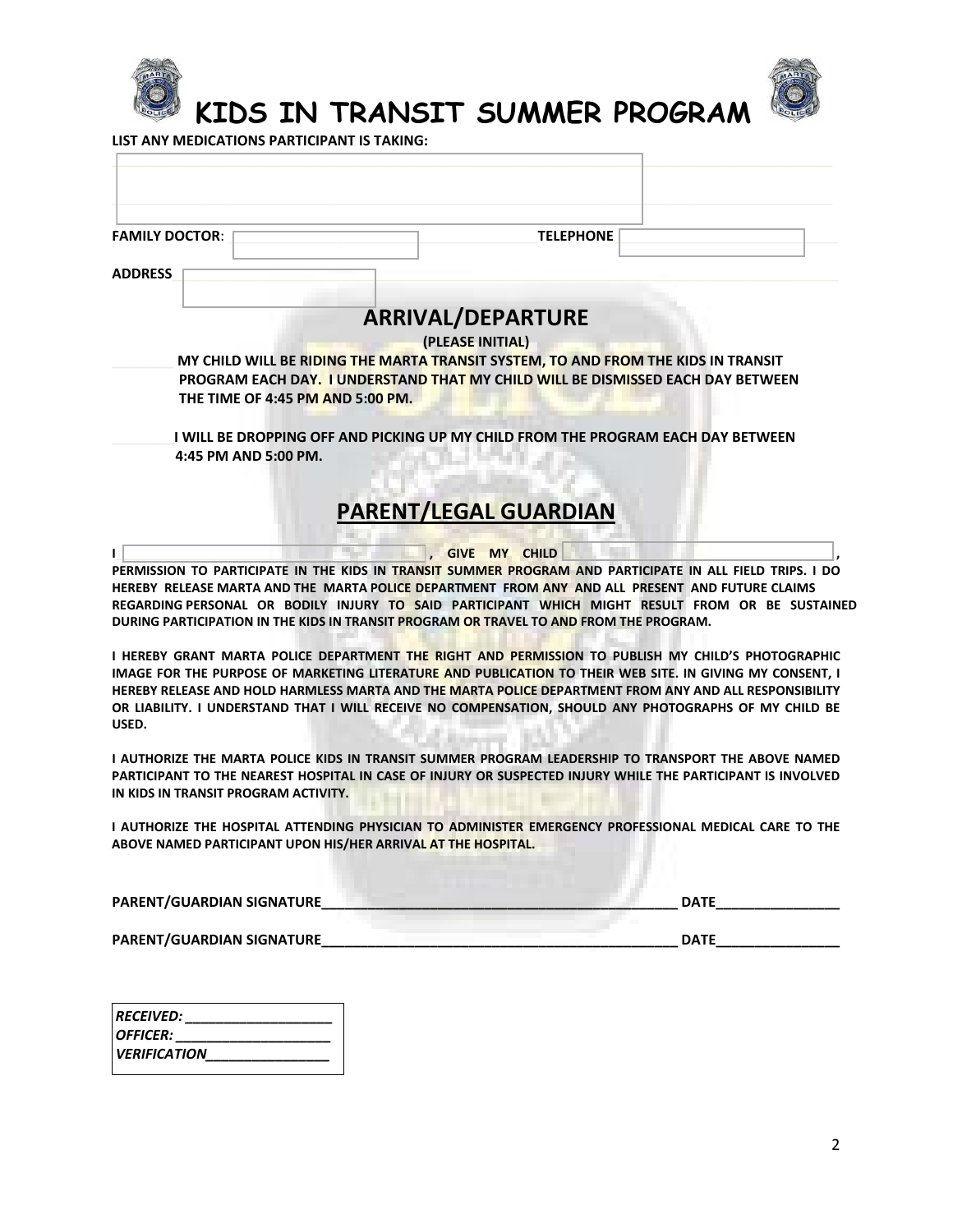# KIDS IN TRANSIT SUMMER PROGRAM

**LIST ANY MEDICATIONS PARTICIPANT IS TAKING:**

**FAMILY DOCTOR**: ____________ **TELEPHONE** ____________

**ADDRESS** ____________

## ARRIVAL/DEPARTURE

**(PLEASE INITIAL)**

________ **MY CHILD WILL BE RIDING THE MARTA TRANSIT SYSTEM, TO AND FROM THE KIDS IN TRANSIT PROGRAM EACH DAY. I UNDERSTAND THAT MY CHILD WILL BE DISMISSED EACH DAY BETWEEN THE TIME OF 4:45 PM AND 5:00 PM.**

________ **I WILL BE DROPPING OFF AND PICKING UP MY CHILD FROM THE PROGRAM EACH DAY BETWEEN 4:45 PM AND 5:00 PM.**

## PARENT/LEGAL GUARDIAN

**I ____________, GIVE MY CHILD ____________, PERMISSION TO PARTICIPATE IN THE KIDS IN TRANSIT SUMMER PROGRAM AND PARTICIPATE IN ALL FIELD TRIPS. I DO HEREBY RELEASE MARTA AND THE MARTA POLICE DEPARTMENT FROM ANY AND ALL PRESENT AND FUTURE CLAIMS REGARDING PERSONAL OR BODILY INJURY TO SAID PARTICIPANT WHICH MIGHT RESULT FROM OR BE SUSTAINED DURING PARTICIPATION IN THE KIDS IN TRANSIT PROGRAM OR TRAVEL TO AND FROM THE PROGRAM.**

**I HEREBY GRANT MARTA POLICE DEPARTMENT THE RIGHT AND PERMISSION TO PUBLISH MY CHILD'S PHOTOGRAPHIC IMAGE FOR THE PURPOSE OF MARKETING LITERATURE AND PUBLICATION TO THEIR WEB SITE. IN GIVING MY CONSENT, I HEREBY RELEASE AND HOLD HARMLESS MARTA AND THE MARTA POLICE DEPARTMENT FROM ANY AND ALL RESPONSIBILITY OR LIABILITY. I UNDERSTAND THAT I WILL RECEIVE NO COMPENSATION, SHOULD ANY PHOTOGRAPHS OF MY CHILD BE USED.**

**I AUTHORIZE THE MARTA POLICE KIDS IN TRANSIT SUMMER PROGRAM LEADERSHIP TO TRANSPORT THE ABOVE NAMED PARTICIPANT TO THE NEAREST HOSPITAL IN CASE OF INJURY OR SUSPECTED INJURY WHILE THE PARTICIPANT IS INVOLVED IN KIDS IN TRANSIT PROGRAM ACTIVITY.**

**I AUTHORIZE THE HOSPITAL ATTENDING PHYSICIAN TO ADMINISTER EMERGENCY PROFESSIONAL MEDICAL CARE TO THE ABOVE NAMED PARTICIPANT UPON HIS/HER ARRIVAL AT THE HOSPITAL.**

**PARENT/GUARDIAN SIGNATURE**______________________________________________ **DATE**________________

**PARENT/GUARDIAN SIGNATURE**______________________________________________ **DATE**________________

***RECEIVED:*** ____________________
***OFFICER:*** ____________________
***VERIFICATION***________________